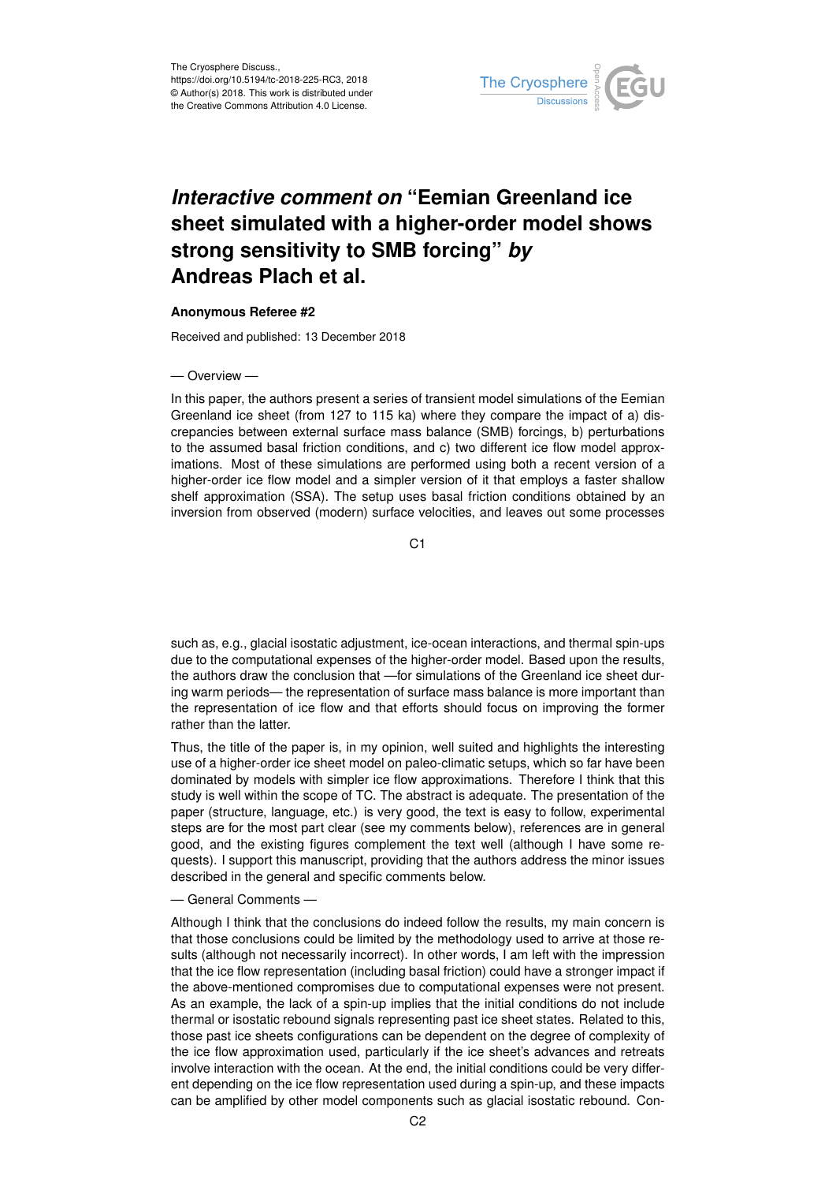The Cryosphere Discuss.,
https://doi.org/10.5194/tc-2018-225-RC3, 2018
© Author(s) 2018. This work is distributed under
the Creative Commons Attribution 4.0 License.

# *Interactive comment on* "Eemian Greenland ice sheet simulated with a higher-order model shows strong sensitivity to SMB forcing" *by* Andreas Plach et al.

**Anonymous Referee #2**

Received and published: 13 December 2018

— Overview —

In this paper, the authors present a series of transient model simulations of the Eemian Greenland ice sheet (from 127 to 115 ka) where they compare the impact of a) discrepancies between external surface mass balance (SMB) forcings, b) perturbations to the assumed basal friction conditions, and c) two different ice flow model approximations. Most of these simulations are performed using both a recent version of a higher-order ice flow model and a simpler version of it that employs a faster shallow shelf approximation (SSA). The setup uses basal friction conditions obtained by an inversion from observed (modern) surface velocities, and leaves out some processes such as, e.g., glacial isostatic adjustment, ice-ocean interactions, and thermal spin-ups due to the computational expenses of the higher-order model. Based upon the results, the authors draw the conclusion that —for simulations of the Greenland ice sheet during warm periods— the representation of surface mass balance is more important than the representation of ice flow and that efforts should focus on improving the former rather than the latter.

Thus, the title of the paper is, in my opinion, well suited and highlights the interesting use of a higher-order ice sheet model on paleo-climatic setups, which so far have been dominated by models with simpler ice flow approximations. Therefore I think that this study is well within the scope of TC. The abstract is adequate. The presentation of the paper (structure, language, etc.) is very good, the text is easy to follow, experimental steps are for the most part clear (see my comments below), references are in general good, and the existing figures complement the text well (although I have some requests). I support this manuscript, providing that the authors address the minor issues described in the general and specific comments below.

— General Comments —

Although I think that the conclusions do indeed follow the results, my main concern is that those conclusions could be limited by the methodology used to arrive at those results (although not necessarily incorrect). In other words, I am left with the impression that the ice flow representation (including basal friction) could have a stronger impact if the above-mentioned compromises due to computational expenses were not present. As an example, the lack of a spin-up implies that the initial conditions do not include thermal or isostatic rebound signals representing past ice sheet states. Related to this, those past ice sheets configurations can be dependent on the degree of complexity of the ice flow approximation used, particularly if the ice sheet's advances and retreats involve interaction with the ocean. At the end, the initial conditions could be very different depending on the ice flow representation used during a spin-up, and these impacts can be amplified by other model components such as glacial isostatic rebound. Con-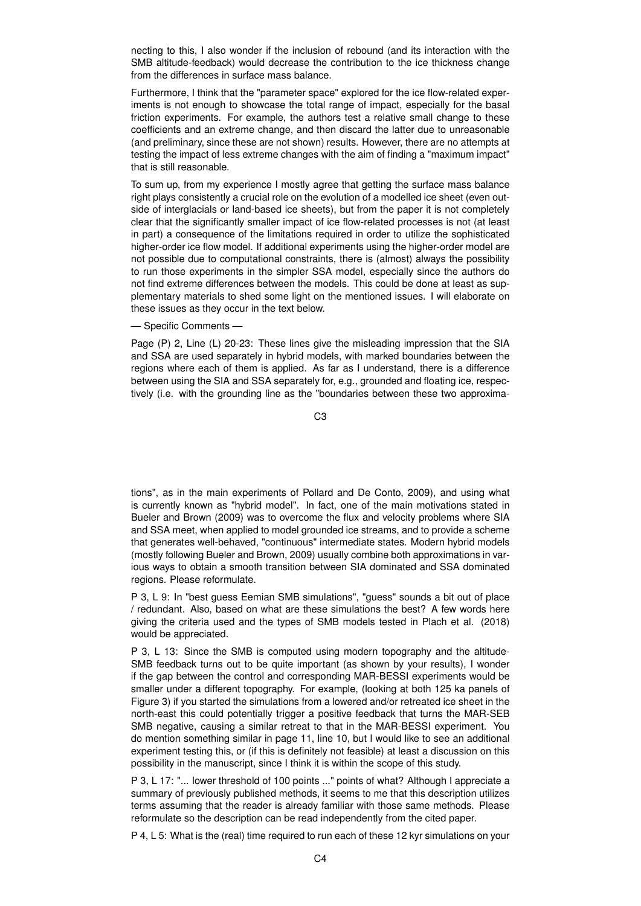necting to this, I also wonder if the inclusion of rebound (and its interaction with the SMB altitude-feedback) would decrease the contribution to the ice thickness change from the differences in surface mass balance.

Furthermore, I think that the "parameter space" explored for the ice flow-related experiments is not enough to showcase the total range of impact, especially for the basal friction experiments. For example, the authors test a relative small change to these coefficients and an extreme change, and then discard the latter due to unreasonable (and preliminary, since these are not shown) results. However, there are no attempts at testing the impact of less extreme changes with the aim of finding a "maximum impact" that is still reasonable.

To sum up, from my experience I mostly agree that getting the surface mass balance right plays consistently a crucial role on the evolution of a modelled ice sheet (even outside of interglacials or land-based ice sheets), but from the paper it is not completely clear that the significantly smaller impact of ice flow-related processes is not (at least in part) a consequence of the limitations required in order to utilize the sophisticated higher-order ice flow model. If additional experiments using the higher-order model are not possible due to computational constraints, there is (almost) always the possibility to run those experiments in the simpler SSA model, especially since the authors do not find extreme differences between the models. This could be done at least as supplementary materials to shed some light on the mentioned issues. I will elaborate on these issues as they occur in the text below.

— Specific Comments —

Page (P) 2, Line (L) 20-23: These lines give the misleading impression that the SIA and SSA are used separately in hybrid models, with marked boundaries between the regions where each of them is applied. As far as I understand, there is a difference between using the SIA and SSA separately for, e.g., grounded and floating ice, respectively (i.e. with the grounding line as the "boundaries between these two approximations", as in the main experiments of Pollard and De Conto, 2009), and using what is currently known as "hybrid model". In fact, one of the main motivations stated in Bueler and Brown (2009) was to overcome the flux and velocity problems where SIA and SSA meet, when applied to model grounded ice streams, and to provide a scheme that generates well-behaved, "continuous" intermediate states. Modern hybrid models (mostly following Bueler and Brown, 2009) usually combine both approximations in various ways to obtain a smooth transition between SIA dominated and SSA dominated regions. Please reformulate.

P 3, L 9: In "best guess Eemian SMB simulations", "guess" sounds a bit out of place / redundant. Also, based on what are these simulations the best? A few words here giving the criteria used and the types of SMB models tested in Plach et al. (2018) would be appreciated.

P 3, L 13: Since the SMB is computed using modern topography and the altitude-SMB feedback turns out to be quite important (as shown by your results), I wonder if the gap between the control and corresponding MAR-BESSI experiments would be smaller under a different topography. For example, (looking at both 125 ka panels of Figure 3) if you started the simulations from a lowered and/or retreated ice sheet in the north-east this could potentially trigger a positive feedback that turns the MAR-SEB SMB negative, causing a similar retreat to that in the MAR-BESSI experiment. You do mention something similar in page 11, line 10, but I would like to see an additional experiment testing this, or (if this is definitely not feasible) at least a discussion on this possibility in the manuscript, since I think it is within the scope of this study.

P 3, L 17: "... lower threshold of 100 points ..." points of what? Although I appreciate a summary of previously published methods, it seems to me that this description utilizes terms assuming that the reader is already familiar with those same methods. Please reformulate so the description can be read independently from the cited paper.

P 4, L 5: What is the (real) time required to run each of these 12 kyr simulations on your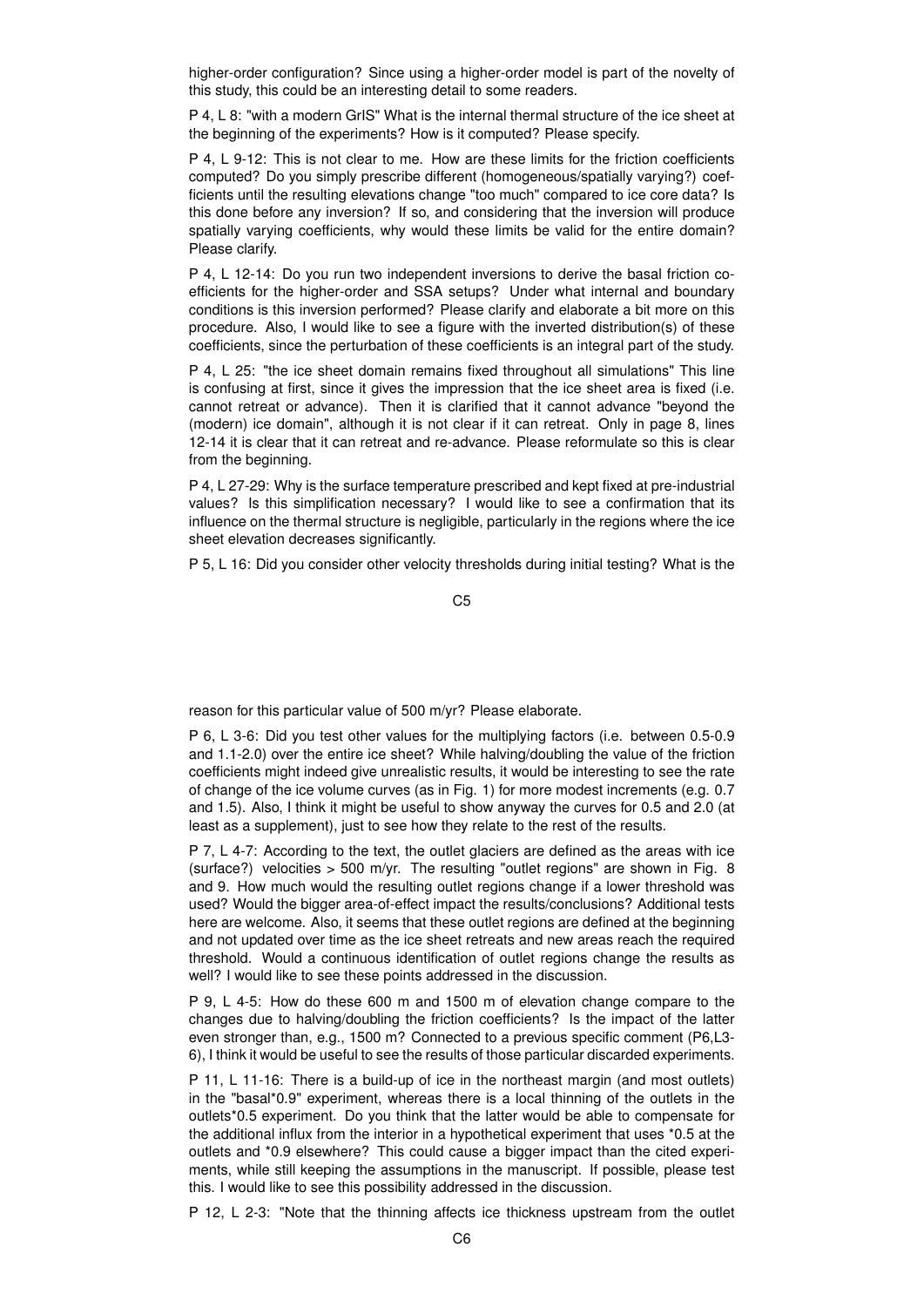higher-order configuration? Since using a higher-order model is part of the novelty of this study, this could be an interesting detail to some readers.

P 4, L 8: "with a modern GrIS" What is the internal thermal structure of the ice sheet at the beginning of the experiments? How is it computed? Please specify.

P 4, L 9-12: This is not clear to me. How are these limits for the friction coefficients computed? Do you simply prescribe different (homogeneous/spatially varying?) coefficients until the resulting elevations change "too much" compared to ice core data? Is this done before any inversion? If so, and considering that the inversion will produce spatially varying coefficients, why would these limits be valid for the entire domain? Please clarify.

P 4, L 12-14: Do you run two independent inversions to derive the basal friction coefficients for the higher-order and SSA setups? Under what internal and boundary conditions is this inversion performed? Please clarify and elaborate a bit more on this procedure. Also, I would like to see a figure with the inverted distribution(s) of these coefficients, since the perturbation of these coefficients is an integral part of the study.

P 4, L 25: "the ice sheet domain remains fixed throughout all simulations" This line is confusing at first, since it gives the impression that the ice sheet area is fixed (i.e. cannot retreat or advance). Then it is clarified that it cannot advance "beyond the (modern) ice domain", although it is not clear if it can retreat. Only in page 8, lines 12-14 it is clear that it can retreat and re-advance. Please reformulate so this is clear from the beginning.

P 4, L 27-29: Why is the surface temperature prescribed and kept fixed at pre-industrial values? Is this simplification necessary? I would like to see a confirmation that its influence on the thermal structure is negligible, particularly in the regions where the ice sheet elevation decreases significantly.

P 5, L 16: Did you consider other velocity thresholds during initial testing? What is the reason for this particular value of 500 m/yr? Please elaborate.

P 6, L 3-6: Did you test other values for the multiplying factors (i.e. between 0.5-0.9 and 1.1-2.0) over the entire ice sheet? While halving/doubling the value of the friction coefficients might indeed give unrealistic results, it would be interesting to see the rate of change of the ice volume curves (as in Fig. 1) for more modest increments (e.g. 0.7 and 1.5). Also, I think it might be useful to show anyway the curves for 0.5 and 2.0 (at least as a supplement), just to see how they relate to the rest of the results.

P 7, L 4-7: According to the text, the outlet glaciers are defined as the areas with ice (surface?) velocities > 500 m/yr. The resulting "outlet regions" are shown in Fig. 8 and 9. How much would the resulting outlet regions change if a lower threshold was used? Would the bigger area-of-effect impact the results/conclusions? Additional tests here are welcome. Also, it seems that these outlet regions are defined at the beginning and not updated over time as the ice sheet retreats and new areas reach the required threshold. Would a continuous identification of outlet regions change the results as well? I would like to see these points addressed in the discussion.

P 9, L 4-5: How do these 600 m and 1500 m of elevation change compare to the changes due to halving/doubling the friction coefficients? Is the impact of the latter even stronger than, e.g., 1500 m? Connected to a previous specific comment (P6,L3-6), I think it would be useful to see the results of those particular discarded experiments.

P 11, L 11-16: There is a build-up of ice in the northeast margin (and most outlets) in the "basal*0.9" experiment, whereas there is a local thinning of the outlets in the outlets*0.5 experiment. Do you think that the latter would be able to compensate for the additional influx from the interior in a hypothetical experiment that uses *0.5 at the outlets and *0.9 elsewhere? This could cause a bigger impact than the cited experiments, while still keeping the assumptions in the manuscript. If possible, please test this. I would like to see this possibility addressed in the discussion.

P 12, L 2-3: "Note that the thinning affects ice thickness upstream from the outlet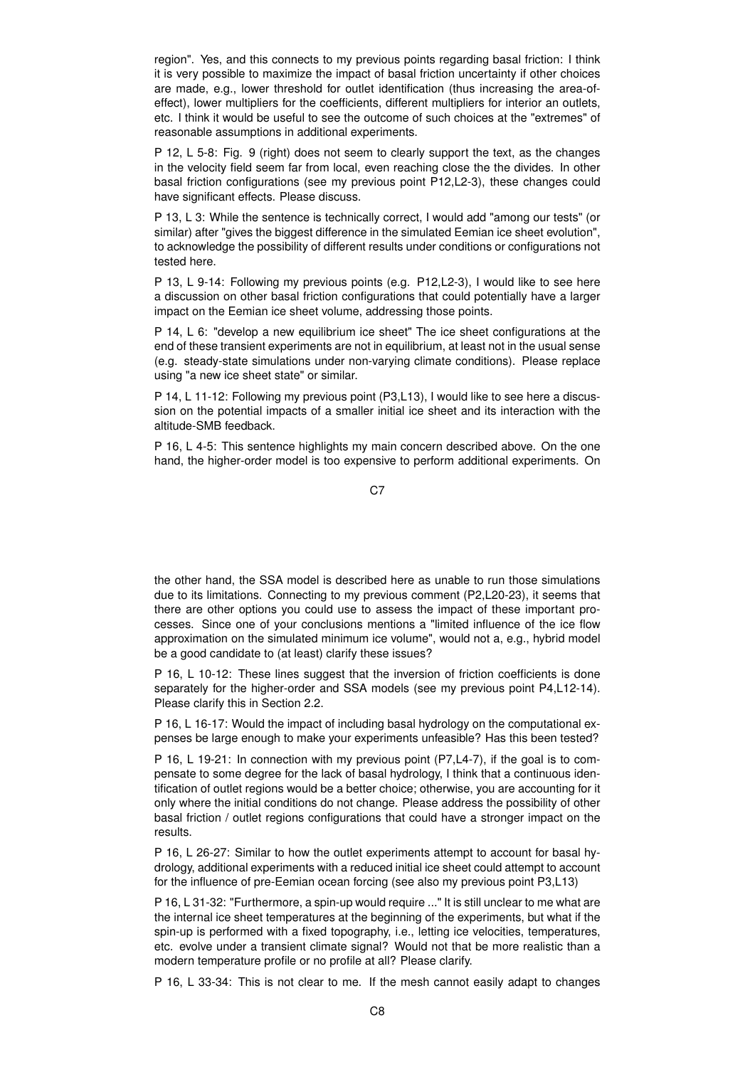region". Yes, and this connects to my previous points regarding basal friction: I think it is very possible to maximize the impact of basal friction uncertainty if other choices are made, e.g., lower threshold for outlet identification (thus increasing the area-of-effect), lower multipliers for the coefficients, different multipliers for interior an outlets, etc. I think it would be useful to see the outcome of such choices at the "extremes" of reasonable assumptions in additional experiments.

P 12, L 5-8: Fig. 9 (right) does not seem to clearly support the text, as the changes in the velocity field seem far from local, even reaching close the the divides. In other basal friction configurations (see my previous point P12,L2-3), these changes could have significant effects. Please discuss.

P 13, L 3: While the sentence is technically correct, I would add "among our tests" (or similar) after "gives the biggest difference in the simulated Eemian ice sheet evolution", to acknowledge the possibility of different results under conditions or configurations not tested here.

P 13, L 9-14: Following my previous points (e.g. P12,L2-3), I would like to see here a discussion on other basal friction configurations that could potentially have a larger impact on the Eemian ice sheet volume, addressing those points.

P 14, L 6: "develop a new equilibrium ice sheet" The ice sheet configurations at the end of these transient experiments are not in equilibrium, at least not in the usual sense (e.g. steady-state simulations under non-varying climate conditions). Please replace using "a new ice sheet state" or similar.

P 14, L 11-12: Following my previous point (P3,L13), I would like to see here a discussion on the potential impacts of a smaller initial ice sheet and its interaction with the altitude-SMB feedback.

P 16, L 4-5: This sentence highlights my main concern described above. On the one hand, the higher-order model is too expensive to perform additional experiments. On the other hand, the SSA model is described here as unable to run those simulations due to its limitations. Connecting to my previous comment (P2,L20-23), it seems that there are other options you could use to assess the impact of these important processes. Since one of your conclusions mentions a "limited influence of the ice flow approximation on the simulated minimum ice volume", would not a, e.g., hybrid model be a good candidate to (at least) clarify these issues?

P 16, L 10-12: These lines suggest that the inversion of friction coefficients is done separately for the higher-order and SSA models (see my previous point P4,L12-14). Please clarify this in Section 2.2.

P 16, L 16-17: Would the impact of including basal hydrology on the computational expenses be large enough to make your experiments unfeasible? Has this been tested?

P 16, L 19-21: In connection with my previous point (P7,L4-7), if the goal is to compensate to some degree for the lack of basal hydrology, I think that a continuous identification of outlet regions would be a better choice; otherwise, you are accounting for it only where the initial conditions do not change. Please address the possibility of other basal friction / outlet regions configurations that could have a stronger impact on the results.

P 16, L 26-27: Similar to how the outlet experiments attempt to account for basal hydrology, additional experiments with a reduced initial ice sheet could attempt to account for the influence of pre-Eemian ocean forcing (see also my previous point P3,L13)

P 16, L 31-32: "Furthermore, a spin-up would require ..." It is still unclear to me what are the internal ice sheet temperatures at the beginning of the experiments, but what if the spin-up is performed with a fixed topography, i.e., letting ice velocities, temperatures, etc. evolve under a transient climate signal? Would not that be more realistic than a modern temperature profile or no profile at all? Please clarify.

P 16, L 33-34: This is not clear to me. If the mesh cannot easily adapt to changes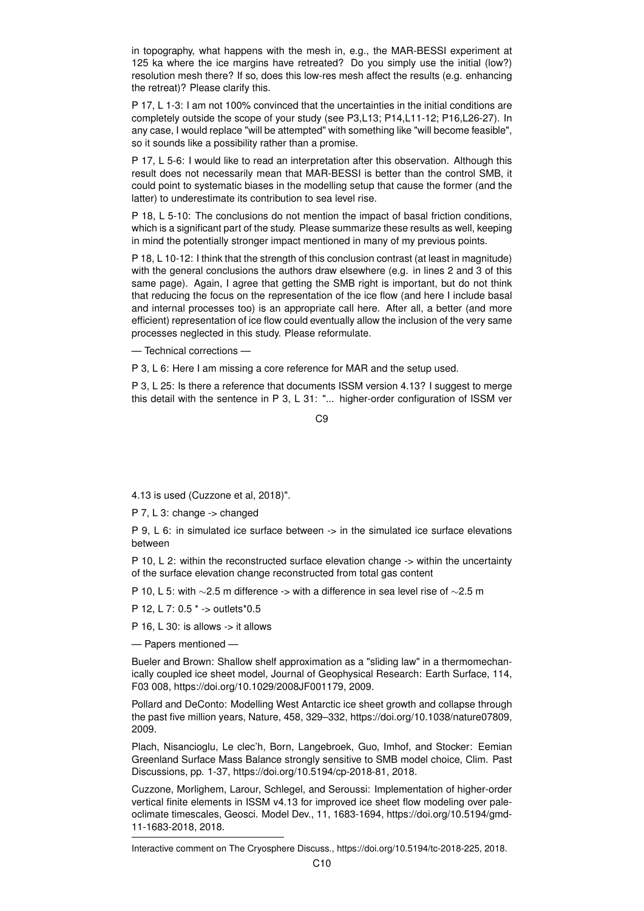in topography, what happens with the mesh in, e.g., the MAR-BESSI experiment at 125 ka where the ice margins have retreated? Do you simply use the initial (low?) resolution mesh there? If so, does this low-res mesh affect the results (e.g. enhancing the retreat)? Please clarify this.

P 17, L 1-3: I am not 100% convinced that the uncertainties in the initial conditions are completely outside the scope of your study (see P3,L13; P14,L11-12; P16,L26-27). In any case, I would replace "will be attempted" with something like "will become feasible", so it sounds like a possibility rather than a promise.

P 17, L 5-6: I would like to read an interpretation after this observation. Although this result does not necessarily mean that MAR-BESSI is better than the control SMB, it could point to systematic biases in the modelling setup that cause the former (and the latter) to underestimate its contribution to sea level rise.

P 18, L 5-10: The conclusions do not mention the impact of basal friction conditions, which is a significant part of the study. Please summarize these results as well, keeping in mind the potentially stronger impact mentioned in many of my previous points.

P 18, L 10-12: I think that the strength of this conclusion contrast (at least in magnitude) with the general conclusions the authors draw elsewhere (e.g. in lines 2 and 3 of this same page). Again, I agree that getting the SMB right is important, but do not think that reducing the focus on the representation of the ice flow (and here I include basal and internal processes too) is an appropriate call here. After all, a better (and more efficient) representation of ice flow could eventually allow the inclusion of the very same processes neglected in this study. Please reformulate.

— Technical corrections —

P 3, L 6: Here I am missing a core reference for MAR and the setup used.

P 3, L 25: Is there a reference that documents ISSM version 4.13? I suggest to merge this detail with the sentence in P 3, L 31: "... higher-order configuration of ISSM ver 4.13 is used (Cuzzone et al, 2018)".

P 7, L 3: change -> changed

P 9, L 6: in simulated ice surface between -> in the simulated ice surface elevations between

P 10, L 2: within the reconstructed surface elevation change -> within the uncertainty of the surface elevation change reconstructed from total gas content

P 10, L 5: with ∼2.5 m difference -> with a difference in sea level rise of ∼2.5 m

P 12, L 7: 0.5 * -> outlets*0.5

P 16, L 30: is allows -> it allows

— Papers mentioned —

Bueler and Brown: Shallow shelf approximation as a "sliding law" in a thermomechanically coupled ice sheet model, Journal of Geophysical Research: Earth Surface, 114, F03 008, https://doi.org/10.1029/2008JF001179, 2009.

Pollard and DeConto: Modelling West Antarctic ice sheet growth and collapse through the past five million years, Nature, 458, 329–332, https://doi.org/10.1038/nature07809, 2009.

Plach, Nisancioglu, Le clec'h, Born, Langebroek, Guo, Imhof, and Stocker: Eemian Greenland Surface Mass Balance strongly sensitive to SMB model choice, Clim. Past Discussions, pp. 1-37, https://doi.org/10.5194/cp-2018-81, 2018.

Cuzzone, Morlighem, Larour, Schlegel, and Seroussi: Implementation of higher-order vertical finite elements in ISSM v4.13 for improved ice sheet flow modeling over paleoclimate timescales, Geosci. Model Dev., 11, 1683-1694, https://doi.org/10.5194/gmd-11-1683-2018, 2018.

Interactive comment on The Cryosphere Discuss., https://doi.org/10.5194/tc-2018-225, 2018.